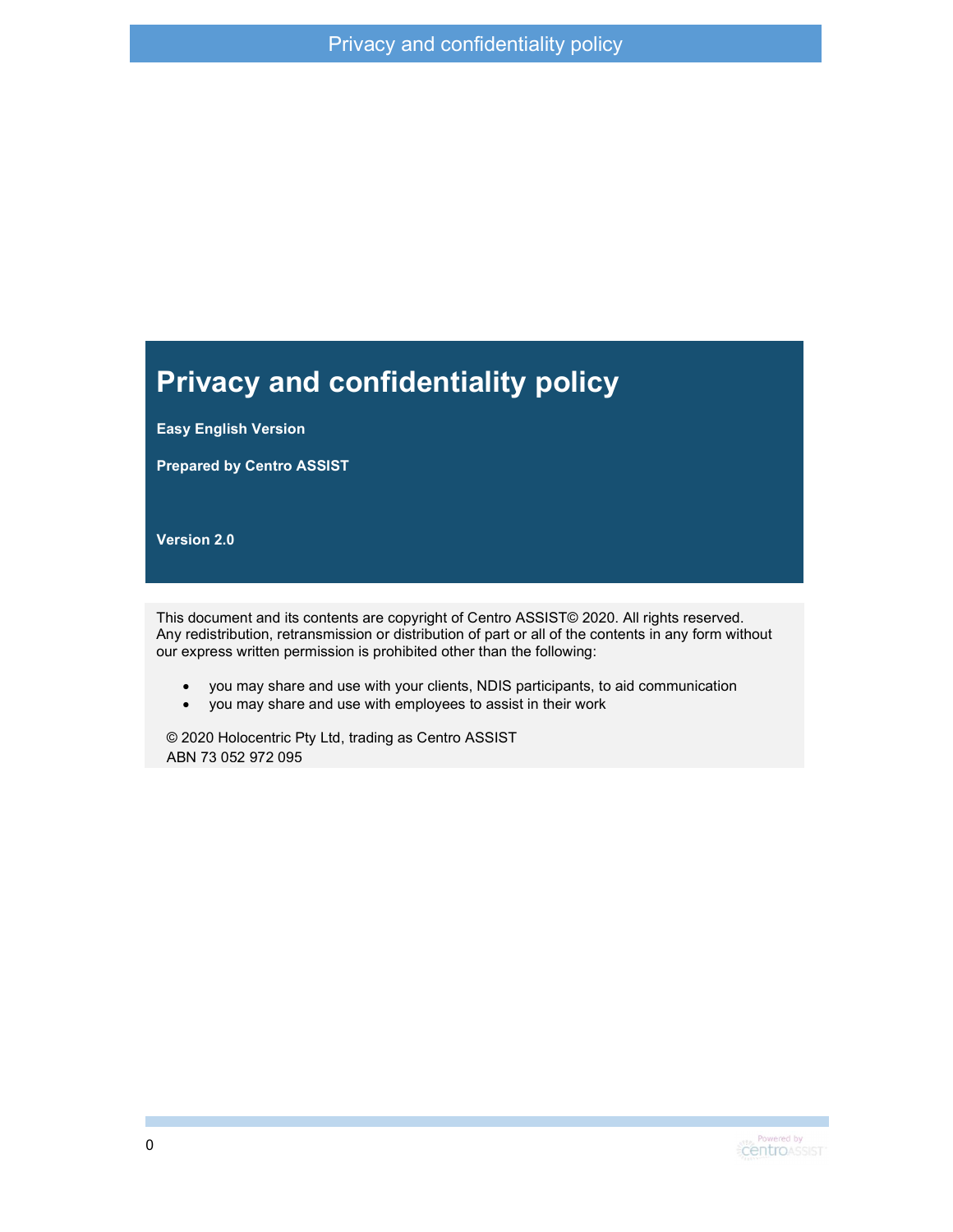# Privacy and confidentiality policy

**Easy English Version**

**Prepared by Centro ASSIST**

**Version 2.0**

This document and its contents are copyright of Centro ASSIST© 2020. All rights reserved. Any redistribution, retransmission or distribution of part or all of the contents in any form without our express written permission is prohibited other than the following:

- you may share and use with your clients, NDIS participants, to aid communication
- you may share and use with employees to assist in their work

© 2020 Holocentric Pty Ltd, trading as Centro ASSIST
ABN 73 052 972 095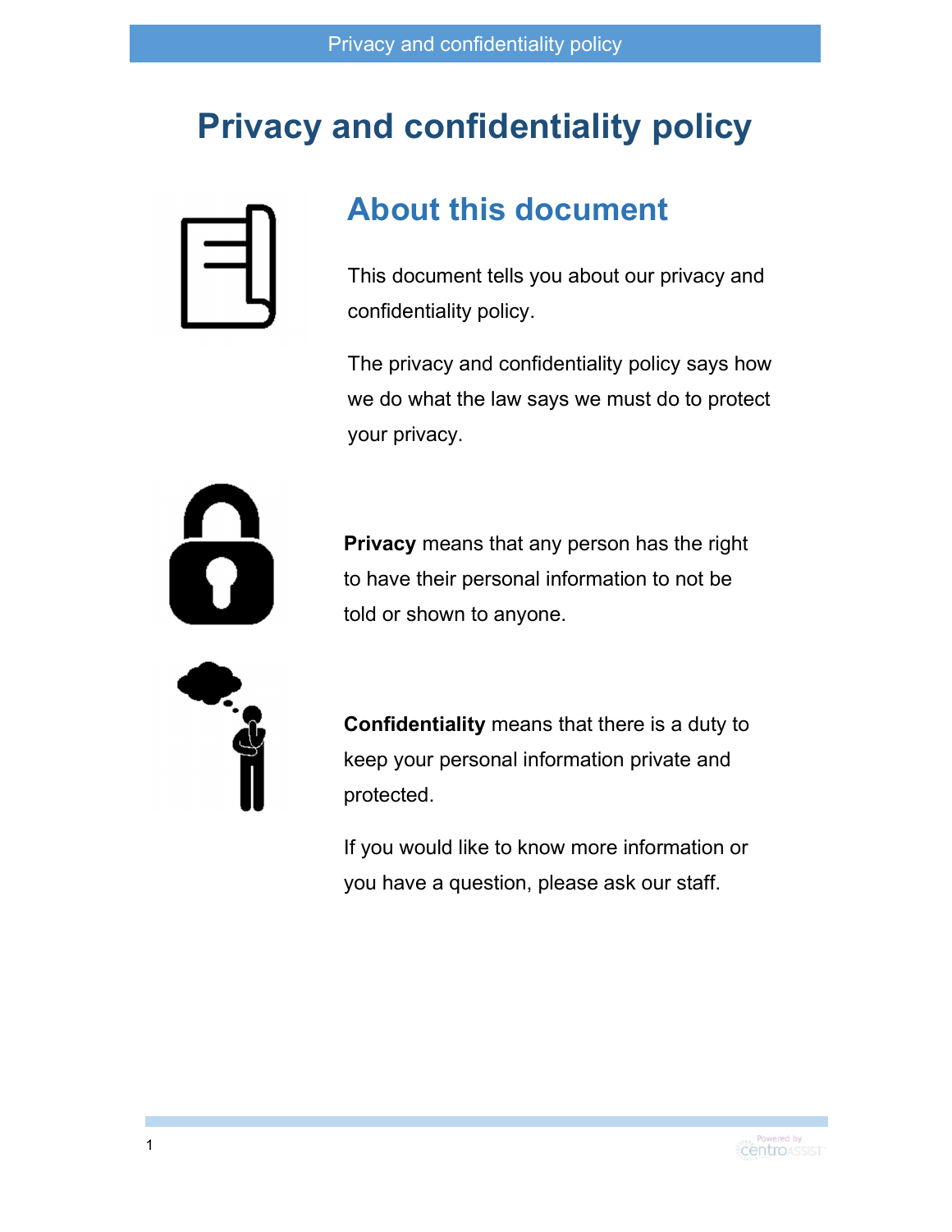# Privacy and confidentiality policy

## About this document

This document tells you about our privacy and confidentiality policy.

The privacy and confidentiality policy says how we do what the law says we must do to protect your privacy.

**Privacy** means that any person has the right to have their personal information to not be told or shown to anyone.

**Confidentiality** means that there is a duty to keep your personal information private and protected.

If you would like to know more information or you have a question, please ask our staff.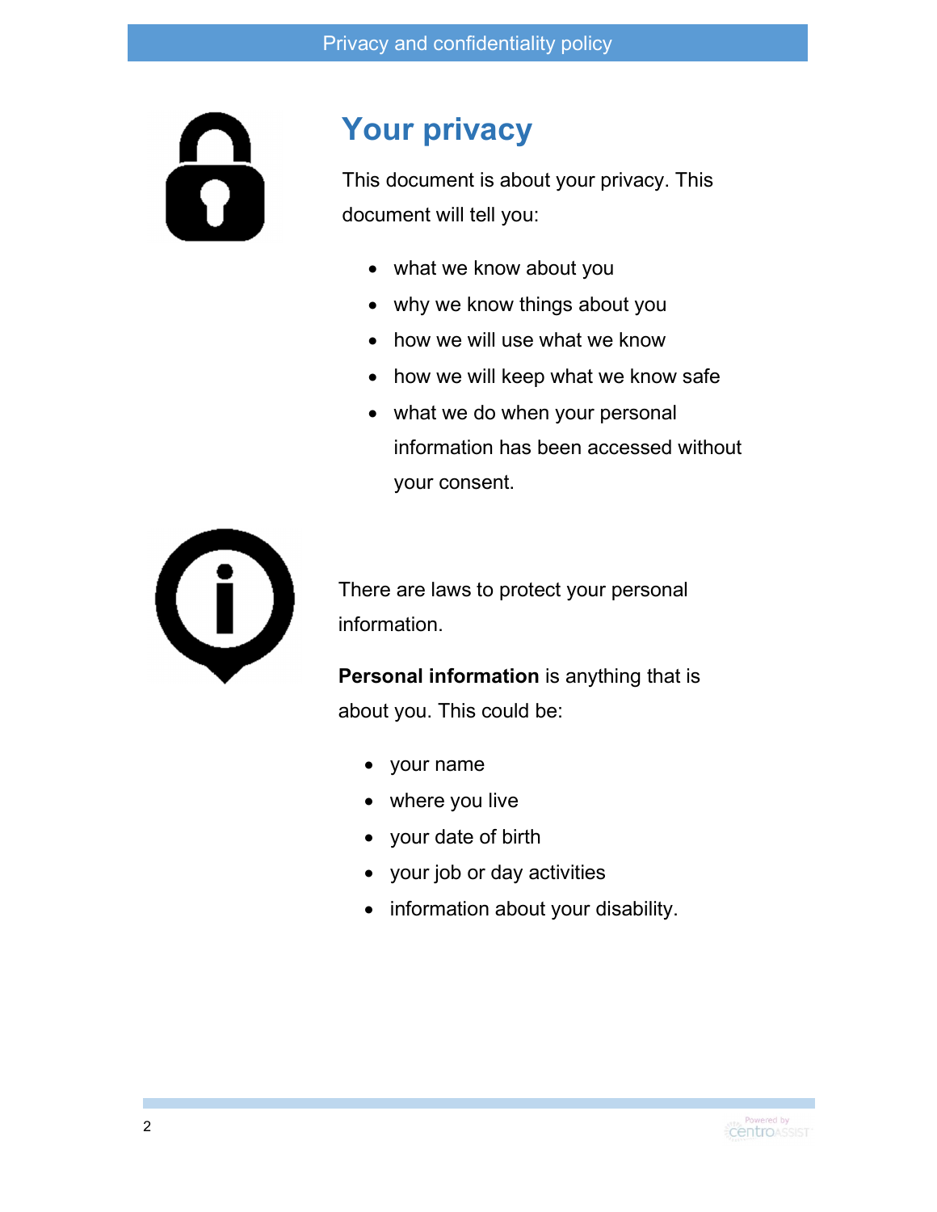# Your privacy

This document is about your privacy. This document will tell you:

- what we know about you
- why we know things about you
- how we will use what we know
- how we will keep what we know safe
- what we do when your personal information has been accessed without your consent.

There are laws to protect your personal information.

**Personal information** is anything that is about you. This could be:

- your name
- where you live
- your date of birth
- your job or day activities
- information about your disability.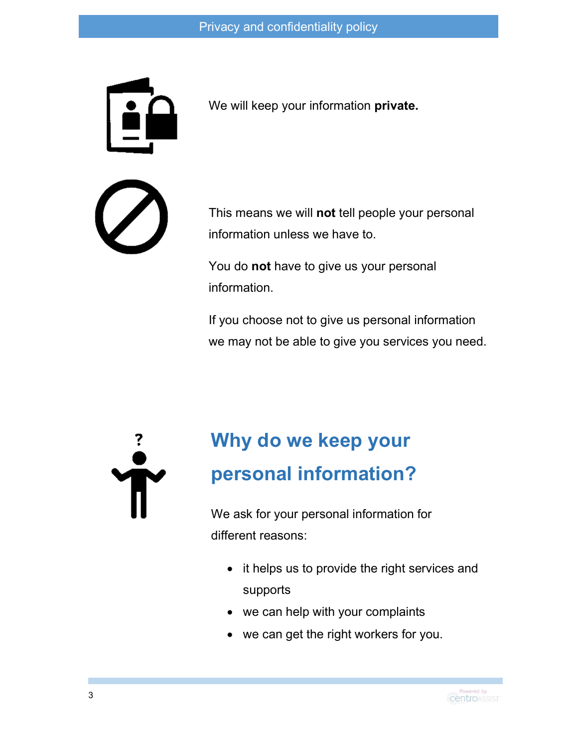We will keep your information **private.**

This means we will **not** tell people your personal information unless we have to.

You do **not** have to give us your personal information.

If you choose not to give us personal information we may not be able to give you services you need.

## Why do we keep your personal information?

We ask for your personal information for different reasons:

- it helps us to provide the right services and supports
- we can help with your complaints
- we can get the right workers for you.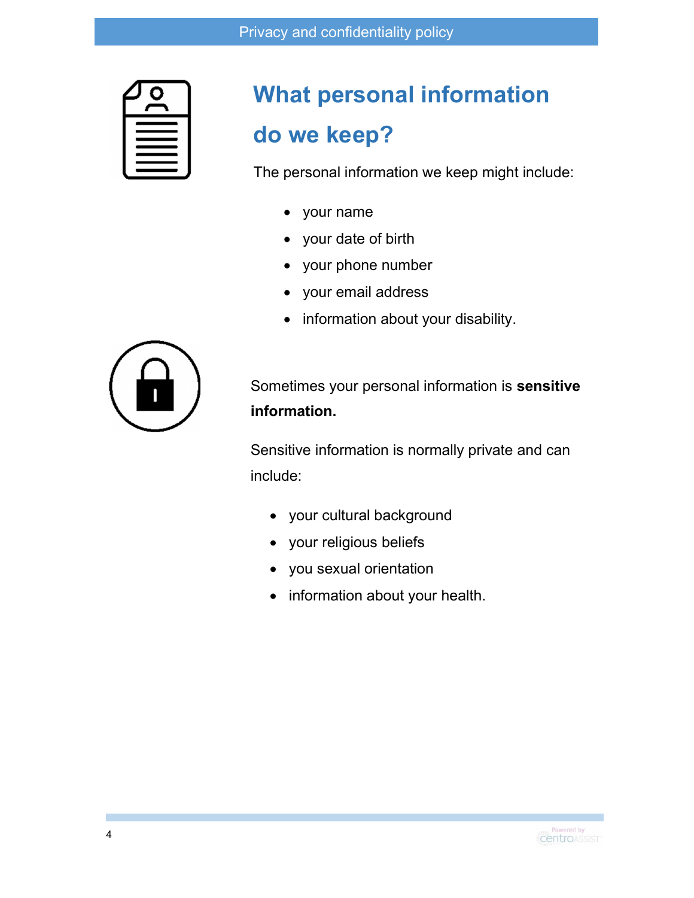## What personal information do we keep?

The personal information we keep might include:

- your name
- your date of birth
- your phone number
- your email address
- information about your disability.

Sometimes your personal information is **sensitive information.**

Sensitive information is normally private and can include:

- your cultural background
- your religious beliefs
- you sexual orientation
- information about your health.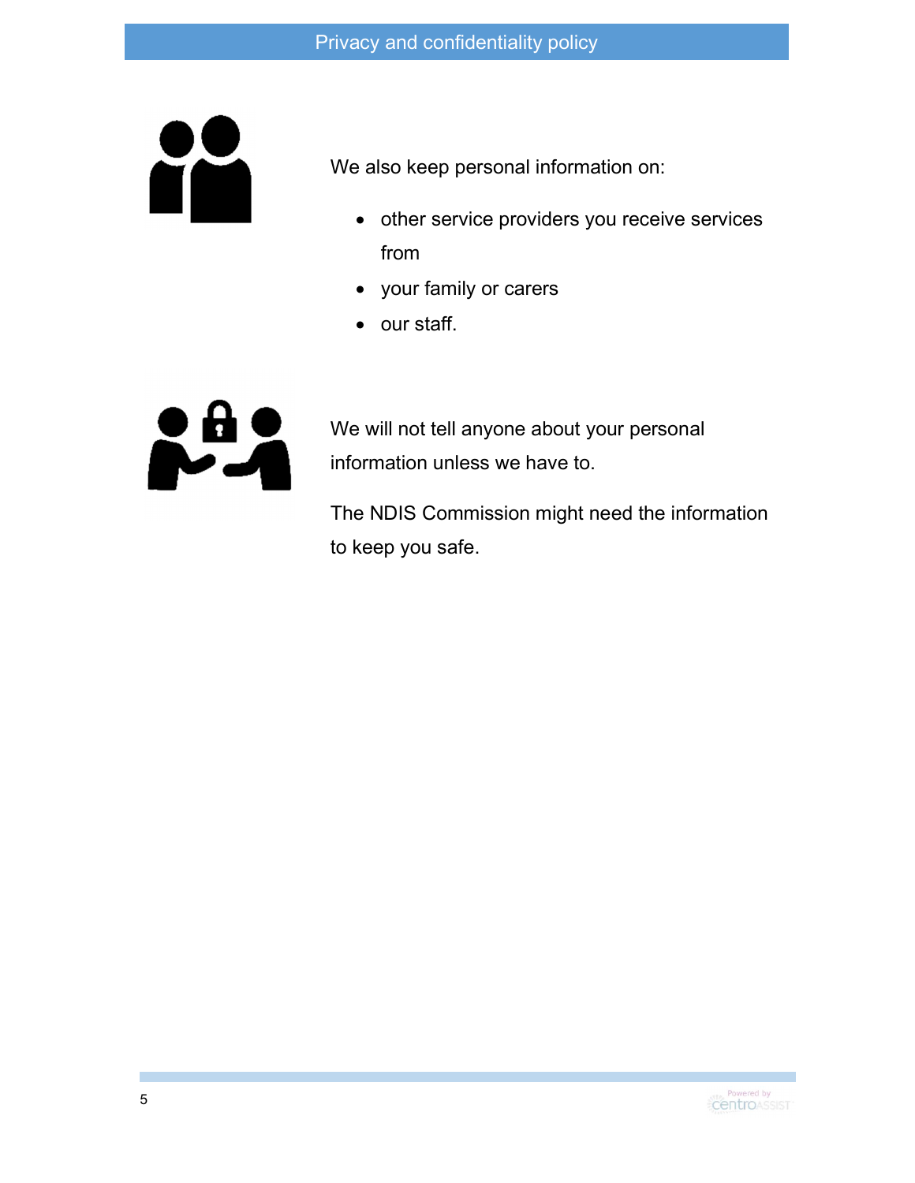We also keep personal information on:

- other service providers you receive services from
- your family or carers
- our staff.

We will not tell anyone about your personal information unless we have to.

The NDIS Commission might need the information to keep you safe.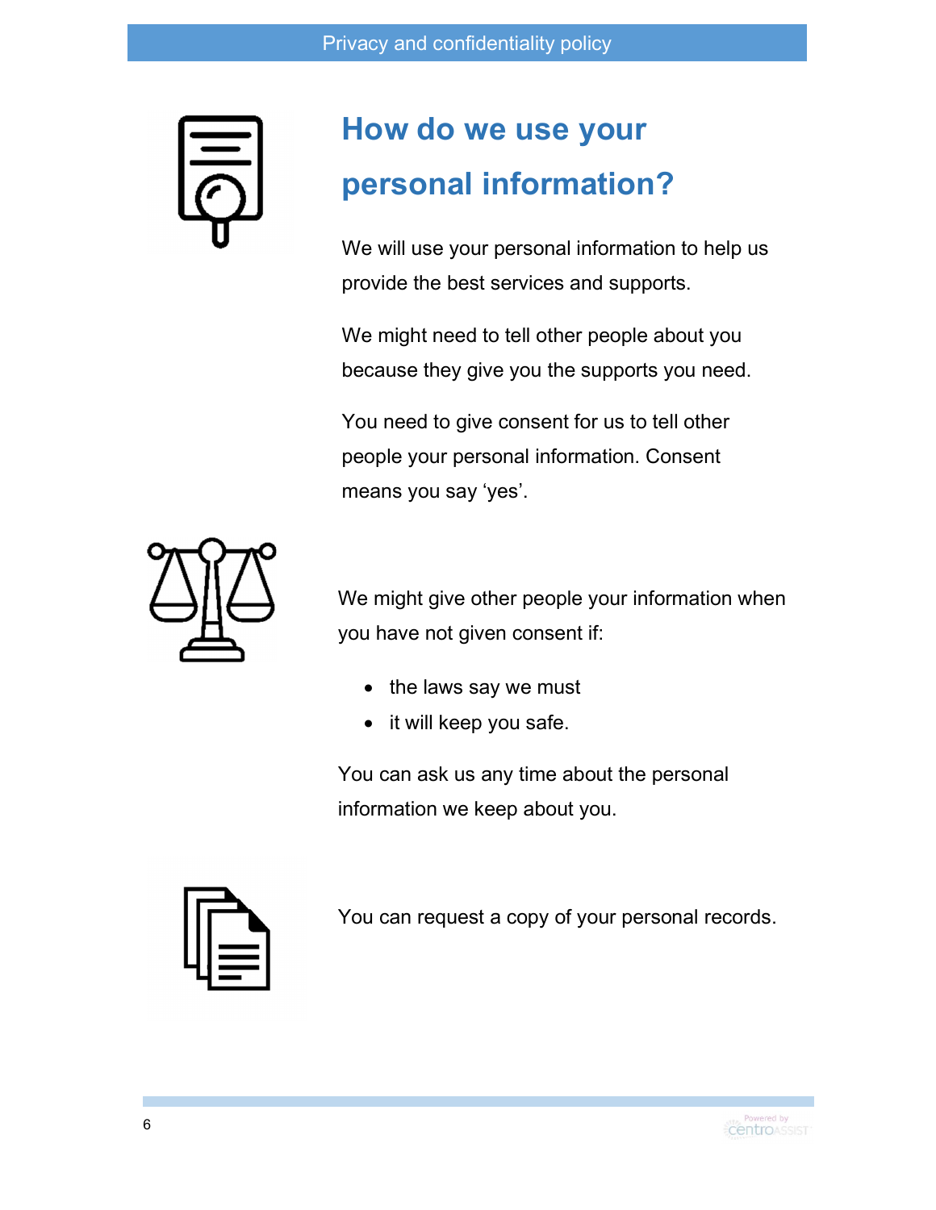## How do we use your personal information?

We will use your personal information to help us provide the best services and supports.

We might need to tell other people about you because they give you the supports you need.

You need to give consent for us to tell other people your personal information. Consent means you say 'yes'.

We might give other people your information when you have not given consent if:

- the laws say we must
- it will keep you safe.

You can ask us any time about the personal information we keep about you.

You can request a copy of your personal records.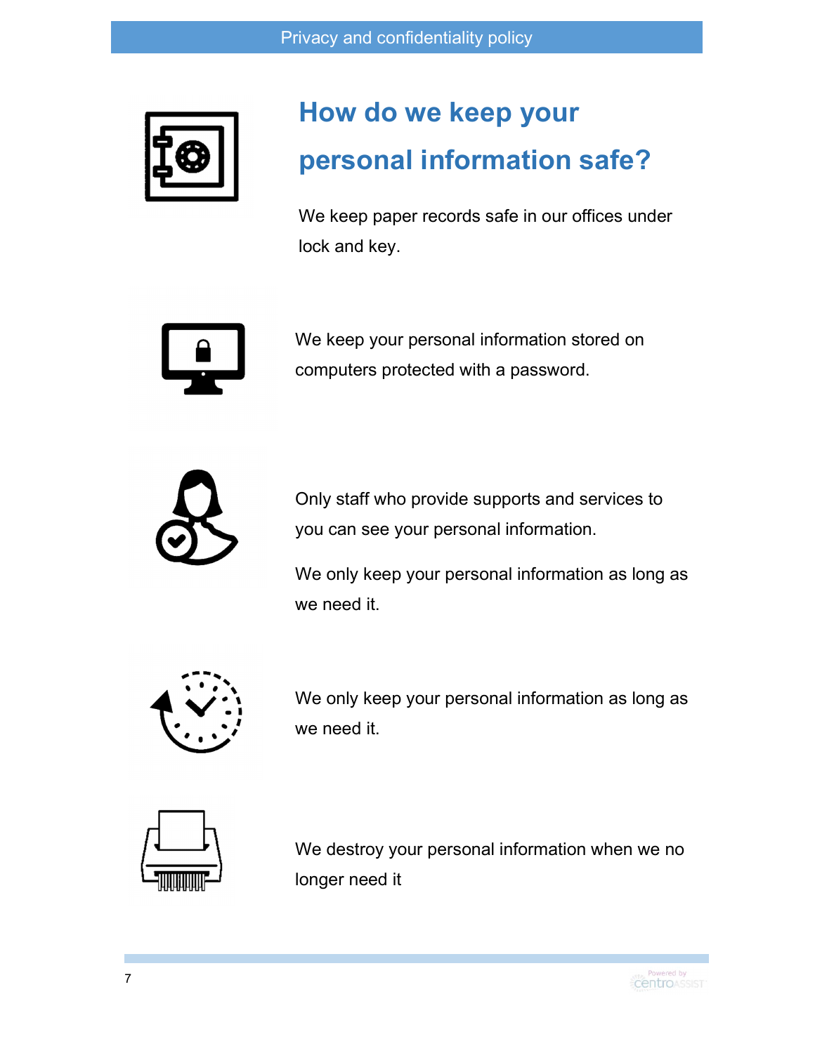# How do we keep your personal information safe?

We keep paper records safe in our offices under lock and key.

We keep your personal information stored on computers protected with a password.

Only staff who provide supports and services to you can see your personal information.

We only keep your personal information as long as we need it.

We only keep your personal information as long as we need it.

We destroy your personal information when we no longer need it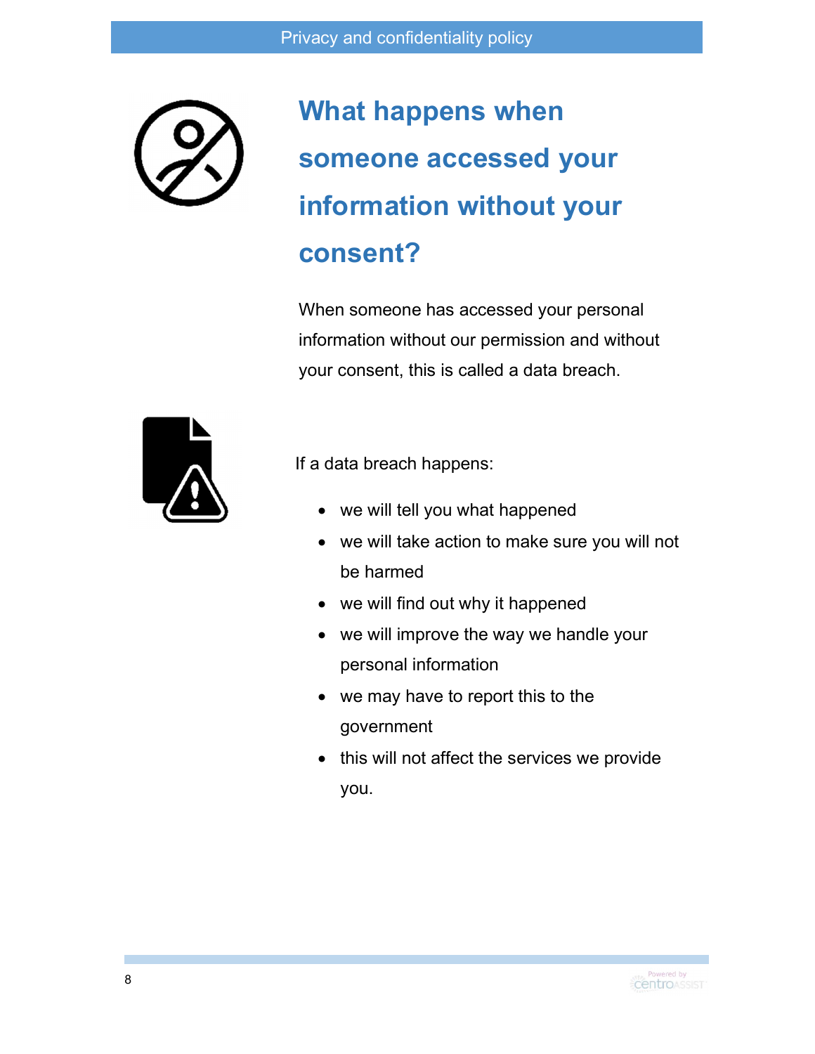## What happens when someone accessed your information without your consent?

When someone has accessed your personal information without our permission and without your consent, this is called a data breach.

If a data breach happens:

- we will tell you what happened
- we will take action to make sure you will not be harmed
- we will find out why it happened
- we will improve the way we handle your personal information
- we may have to report this to the government
- this will not affect the services we provide you.